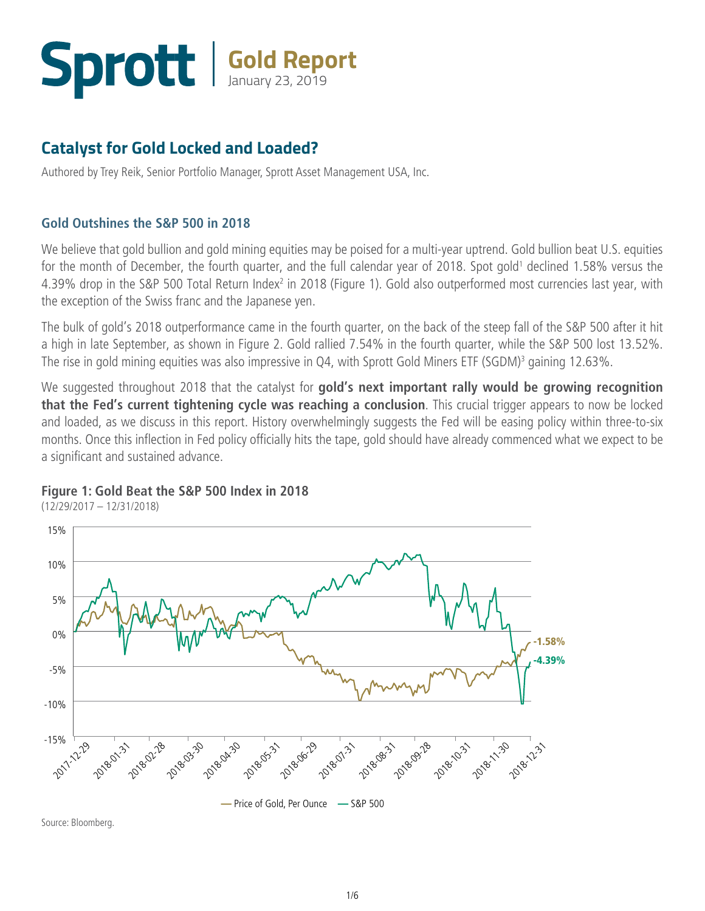# Sprott | Gold Report

January 23, 2019

## Catalyst for Gold Locked and Loaded?

Authored by Trey Reik, Senior Portfolio Manager, Sprott Asset Management USA, Inc.

### Gold Outshines the S&P 500 in 2018

We believe that gold bullion and gold mining equities may be poised for a multi-year uptrend. Gold bullion beat U.S. equities for the month of December, the fourth quarter, and the full calendar year of 2018. Spot gold[1] declined 1.58% versus the 4.39% drop in the S&P 500 Total Return Index[2] in 2018 (Figure 1). Gold also outperformed most currencies last year, with the exception of the Swiss franc and the Japanese yen.

The bulk of gold's 2018 outperformance came in the fourth quarter, on the back of the steep fall of the S&P 500 after it hit a high in late September, as shown in Figure 2. Gold rallied 7.54% in the fourth quarter, while the S&P 500 lost 13.52%. The rise in gold mining equities was also impressive in Q4, with Sprott Gold Miners ETF (SGDM)[3] gaining 12.63%.

We suggested throughout 2018 that the catalyst for **gold's next important rally would be growing recognition that the Fed's current tightening cycle was reaching a conclusion**. This crucial trigger appears to now be locked and loaded, as we discuss in this report. History overwhelmingly suggests the Fed will be easing policy within three-to-six months. Once this inflection in Fed policy officially hits the tape, gold should have already commenced what we expect to be a significant and sustained advance.

**Figure 1: Gold Beat the S&P 500 Index in 2018**
(12/29/2017 – 12/31/2018)

Price of Gold, Per Ounce: -1.58%; S&P 500: -4.39%

Source: Bloomberg.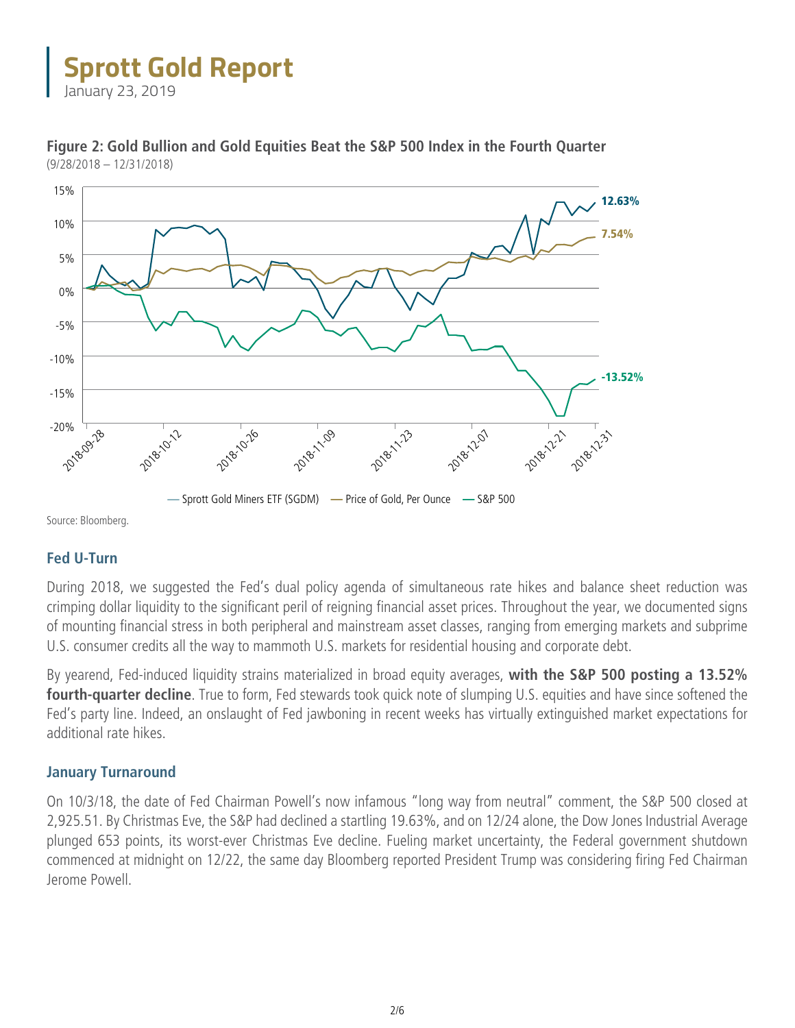**Figure 2: Gold Bullion and Gold Equities Beat the S&P 500 Index in the Fourth Quarter**
(9/28/2018 – 12/31/2018)

Source: Bloomberg.

## Fed U-Turn

During 2018, we suggested the Fed's dual policy agenda of simultaneous rate hikes and balance sheet reduction was crimping dollar liquidity to the significant peril of reigning financial asset prices. Throughout the year, we documented signs of mounting financial stress in both peripheral and mainstream asset classes, ranging from emerging markets and subprime U.S. consumer credits all the way to mammoth U.S. markets for residential housing and corporate debt.

By yearend, Fed-induced liquidity strains materialized in broad equity averages, **with the S&P 500 posting a 13.52% fourth-quarter decline**. True to form, Fed stewards took quick note of slumping U.S. equities and have since softened the Fed's party line. Indeed, an onslaught of Fed jawboning in recent weeks has virtually extinguished market expectations for additional rate hikes.

## January Turnaround

On 10/3/18, the date of Fed Chairman Powell's now infamous "long way from neutral" comment, the S&P 500 closed at 2,925.51. By Christmas Eve, the S&P had declined a startling 19.63%, and on 12/24 alone, the Dow Jones Industrial Average plunged 653 points, its worst-ever Christmas Eve decline. Fueling market uncertainty, the Federal government shutdown commenced at midnight on 12/22, the same day Bloomberg reported President Trump was considering firing Fed Chairman Jerome Powell.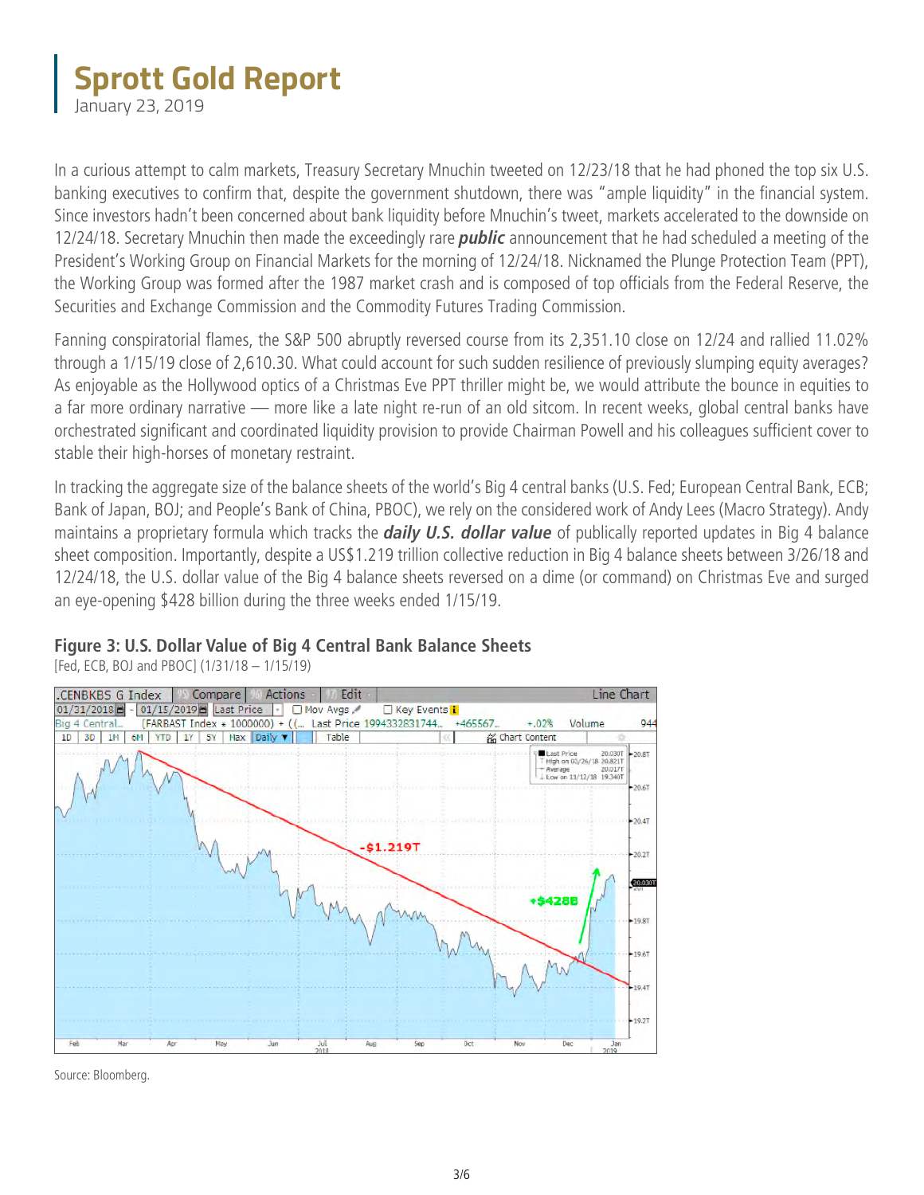# Sprott Gold Report

January 23, 2019

In a curious attempt to calm markets, Treasury Secretary Mnuchin tweeted on 12/23/18 that he had phoned the top six U.S. banking executives to confirm that, despite the government shutdown, there was "ample liquidity" in the financial system. Since investors hadn't been concerned about bank liquidity before Mnuchin's tweet, markets accelerated to the downside on 12/24/18. Secretary Mnuchin then made the exceedingly rare ***public*** announcement that he had scheduled a meeting of the President's Working Group on Financial Markets for the morning of 12/24/18. Nicknamed the Plunge Protection Team (PPT), the Working Group was formed after the 1987 market crash and is composed of top officials from the Federal Reserve, the Securities and Exchange Commission and the Commodity Futures Trading Commission.

Fanning conspiratorial flames, the S&P 500 abruptly reversed course from its 2,351.10 close on 12/24 and rallied 11.02% through a 1/15/19 close of 2,610.30. What could account for such sudden resilience of previously slumping equity averages? As enjoyable as the Hollywood optics of a Christmas Eve PPT thriller might be, we would attribute the bounce in equities to a far more ordinary narrative — more like a late night re-run of an old sitcom. In recent weeks, global central banks have orchestrated significant and coordinated liquidity provision to provide Chairman Powell and his colleagues sufficient cover to stable their high-horses of monetary restraint.

In tracking the aggregate size of the balance sheets of the world's Big 4 central banks (U.S. Fed; European Central Bank, ECB; Bank of Japan, BOJ; and People's Bank of China, PBOC), we rely on the considered work of Andy Lees (Macro Strategy). Andy maintains a proprietary formula which tracks the ***daily U.S. dollar value*** of publically reported updates in Big 4 balance sheet composition. Importantly, despite a US$1.219 trillion collective reduction in Big 4 balance sheets between 3/26/18 and 12/24/18, the U.S. dollar value of the Big 4 balance sheets reversed on a dime (or command) on Christmas Eve and surged an eye-opening $428 billion during the three weeks ended 1/15/19.

**Figure 3: U.S. Dollar Value of Big 4 Central Bank Balance Sheets**

[Fed, ECB, BOJ and PBOC] (1/31/18 – 1/15/19)

Source: Bloomberg.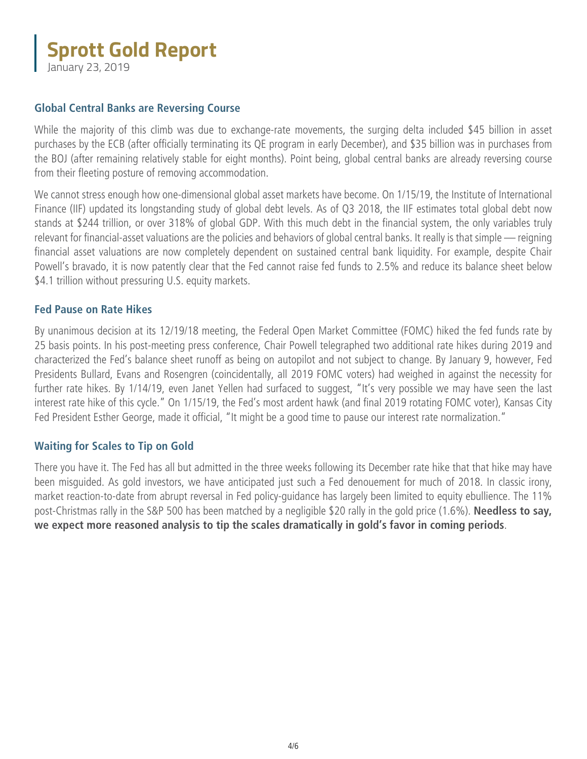## Global Central Banks are Reversing Course

While the majority of this climb was due to exchange-rate movements, the surging delta included $45 billion in asset purchases by the ECB (after officially terminating its QE program in early December), and $35 billion was in purchases from the BOJ (after remaining relatively stable for eight months). Point being, global central banks are already reversing course from their fleeting posture of removing accommodation.

We cannot stress enough how one-dimensional global asset markets have become. On 1/15/19, the Institute of International Finance (IIF) updated its longstanding study of global debt levels. As of Q3 2018, the IIF estimates total global debt now stands at $244 trillion, or over 318% of global GDP. With this much debt in the financial system, the only variables truly relevant for financial-asset valuations are the policies and behaviors of global central banks. It really is that simple — reigning financial asset valuations are now completely dependent on sustained central bank liquidity. For example, despite Chair Powell's bravado, it is now patently clear that the Fed cannot raise fed funds to 2.5% and reduce its balance sheet below $4.1 trillion without pressuring U.S. equity markets.

## Fed Pause on Rate Hikes

By unanimous decision at its 12/19/18 meeting, the Federal Open Market Committee (FOMC) hiked the fed funds rate by 25 basis points. In his post-meeting press conference, Chair Powell telegraphed two additional rate hikes during 2019 and characterized the Fed's balance sheet runoff as being on autopilot and not subject to change. By January 9, however, Fed Presidents Bullard, Evans and Rosengren (coincidentally, all 2019 FOMC voters) had weighed in against the necessity for further rate hikes. By 1/14/19, even Janet Yellen had surfaced to suggest, "It's very possible we may have seen the last interest rate hike of this cycle." On 1/15/19, the Fed's most ardent hawk (and final 2019 rotating FOMC voter), Kansas City Fed President Esther George, made it official, "It might be a good time to pause our interest rate normalization."

## Waiting for Scales to Tip on Gold

There you have it. The Fed has all but admitted in the three weeks following its December rate hike that that hike may have been misguided. As gold investors, we have anticipated just such a Fed denouement for much of 2018. In classic irony, market reaction-to-date from abrupt reversal in Fed policy-guidance has largely been limited to equity ebullience. The 11% post-Christmas rally in the S&P 500 has been matched by a negligible $20 rally in the gold price (1.6%). **Needless to say, we expect more reasoned analysis to tip the scales dramatically in gold's favor in coming periods**.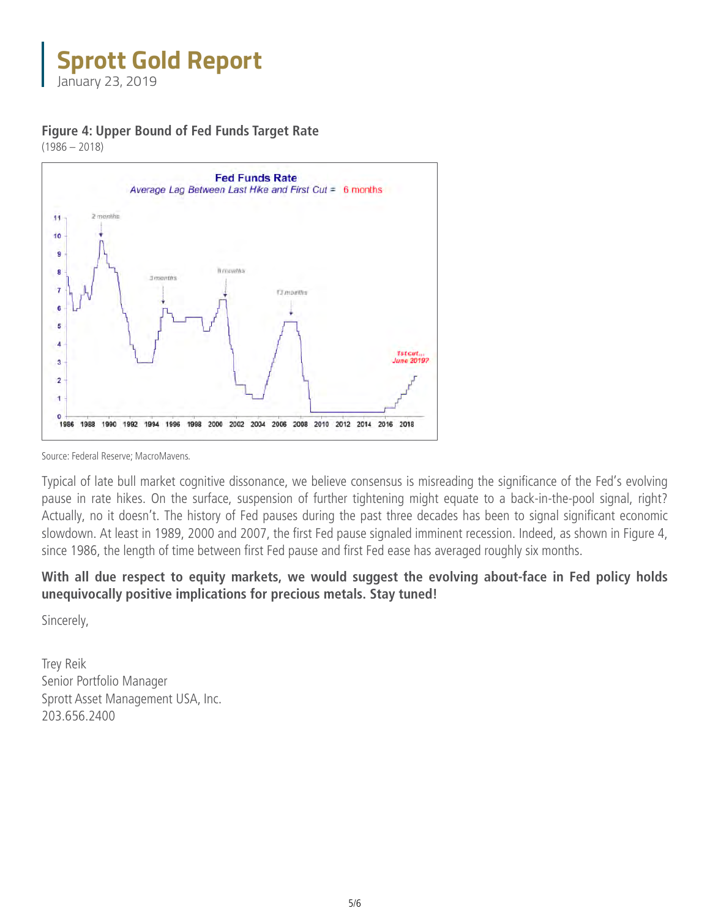**Figure 4: Upper Bound of Fed Funds Target Rate**
(1986 – 2018)

Source: Federal Reserve; MacroMavens.

Typical of late bull market cognitive dissonance, we believe consensus is misreading the significance of the Fed's evolving pause in rate hikes. On the surface, suspension of further tightening might equate to a back-in-the-pool signal, right? Actually, no it doesn't. The history of Fed pauses during the past three decades has been to signal significant economic slowdown. At least in 1989, 2000 and 2007, the first Fed pause signaled imminent recession. Indeed, as shown in Figure 4, since 1986, the length of time between first Fed pause and first Fed ease has averaged roughly six months.

**With all due respect to equity markets, we would suggest the evolving about-face in Fed policy holds unequivocally positive implications for precious metals. Stay tuned!**

Sincerely,

Trey Reik
Senior Portfolio Manager
Sprott Asset Management USA, Inc.
203.656.2400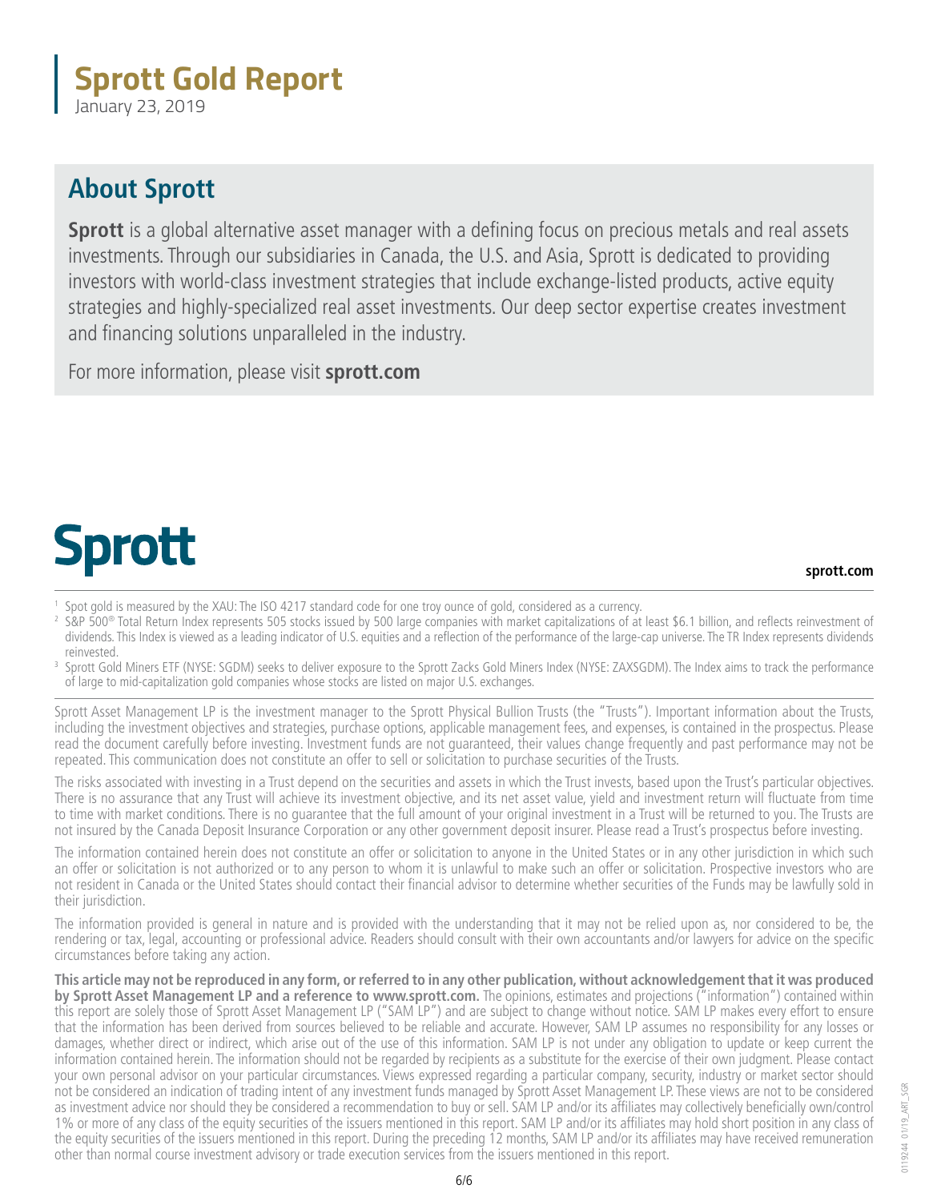# Sprott Gold Report

January 23, 2019

## About Sprott

**Sprott** is a global alternative asset manager with a defining focus on precious metals and real assets investments. Through our subsidiaries in Canada, the U.S. and Asia, Sprott is dedicated to providing investors with world-class investment strategies that include exchange-listed products, active equity strategies and highly-specialized real asset investments. Our deep sector expertise creates investment and financing solutions unparalleled in the industry.

For more information, please visit **sprott.com**

**Sprott**

**sprott.com**

[1] Spot gold is measured by the XAU: The ISO 4217 standard code for one troy ounce of gold, considered as a currency.

[2] S&P 500® Total Return Index represents 505 stocks issued by 500 large companies with market capitalizations of at least $6.1 billion, and reflects reinvestment of dividends. This Index is viewed as a leading indicator of U.S. equities and a reflection of the performance of the large-cap universe. The TR Index represents dividends reinvested.

[3] Sprott Gold Miners ETF (NYSE: SGDM) seeks to deliver exposure to the Sprott Zacks Gold Miners Index (NYSE: ZAXSGDM). The Index aims to track the performance of large to mid-capitalization gold companies whose stocks are listed on major U.S. exchanges.

Sprott Asset Management LP is the investment manager to the Sprott Physical Bullion Trusts (the "Trusts"). Important information about the Trusts, including the investment objectives and strategies, purchase options, applicable management fees, and expenses, is contained in the prospectus. Please read the document carefully before investing. Investment funds are not guaranteed, their values change frequently and past performance may not be repeated. This communication does not constitute an offer to sell or solicitation to purchase securities of the Trusts.

The risks associated with investing in a Trust depend on the securities and assets in which the Trust invests, based upon the Trust's particular objectives. There is no assurance that any Trust will achieve its investment objective, and its net asset value, yield and investment return will fluctuate from time to time with market conditions. There is no guarantee that the full amount of your original investment in a Trust will be returned to you. The Trusts are not insured by the Canada Deposit Insurance Corporation or any other government deposit insurer. Please read a Trust's prospectus before investing.

The information contained herein does not constitute an offer or solicitation to anyone in the United States or in any other jurisdiction in which such an offer or solicitation is not authorized or to any person to whom it is unlawful to make such an offer or solicitation. Prospective investors who are not resident in Canada or the United States should contact their financial advisor to determine whether securities of the Funds may be lawfully sold in their jurisdiction.

The information provided is general in nature and is provided with the understanding that it may not be relied upon as, nor considered to be, the rendering or tax, legal, accounting or professional advice. Readers should consult with their own accountants and/or lawyers for advice on the specific circumstances before taking any action.

**This article may not be reproduced in any form, or referred to in any other publication, without acknowledgement that it was produced by Sprott Asset Management LP and a reference to www.sprott.com.** The opinions, estimates and projections ("information") contained within this report are solely those of Sprott Asset Management LP ("SAM LP") and are subject to change without notice. SAM LP makes every effort to ensure that the information has been derived from sources believed to be reliable and accurate. However, SAM LP assumes no responsibility for any losses or damages, whether direct or indirect, which arise out of the use of this information. SAM LP is not under any obligation to update or keep current the information contained herein. The information should not be regarded by recipients as a substitute for the exercise of their own judgment. Please contact your own personal advisor on your particular circumstances. Views expressed regarding a particular company, security, industry or market sector should not be considered an indication of trading intent of any investment funds managed by Sprott Asset Management LP. These views are not to be considered as investment advice nor should they be considered a recommendation to buy or sell. SAM LP and/or its affiliates may collectively beneficially own/control 1% or more of any class of the equity securities of the issuers mentioned in this report. SAM LP and/or its affiliates may hold short position in any class of the equity securities of the issuers mentioned in this report. During the preceding 12 months, SAM LP and/or its affiliates may have received remuneration other than normal course investment advisory or trade execution services from the issuers mentioned in this report.

0119244 01/19_ART_SGR